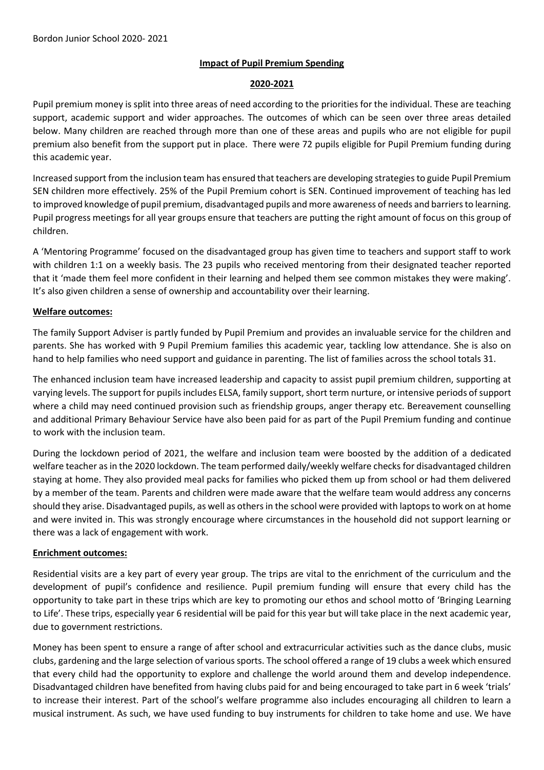Bordon Junior School 2020- 2021

**Impact of Pupil Premium Spending**

**2020-2021**

Pupil premium money is split into three areas of need according to the priorities for the individual. These are teaching support, academic support and wider approaches. The outcomes of which can be seen over three areas detailed below. Many children are reached through more than one of these areas and pupils who are not eligible for pupil premium also benefit from the support put in place. There were 72 pupils eligible for Pupil Premium funding during this academic year.

Increased support from the inclusion team has ensured that teachers are developing strategies to guide Pupil Premium SEN children more effectively. 25% of the Pupil Premium cohort is SEN. Continued improvement of teaching has led to improved knowledge of pupil premium, disadvantaged pupils and more awareness of needs and barriers to learning. Pupil progress meetings for all year groups ensure that teachers are putting the right amount of focus on this group of children.

A 'Mentoring Programme' focused on the disadvantaged group has given time to teachers and support staff to work with children 1:1 on a weekly basis. The 23 pupils who received mentoring from their designated teacher reported that it 'made them feel more confident in their learning and helped them see common mistakes they were making'. It's also given children a sense of ownership and accountability over their learning.

**Welfare outcomes:**

The family Support Adviser is partly funded by Pupil Premium and provides an invaluable service for the children and parents. She has worked with 9 Pupil Premium families this academic year, tackling low attendance. She is also on hand to help families who need support and guidance in parenting. The list of families across the school totals 31.

The enhanced inclusion team have increased leadership and capacity to assist pupil premium children, supporting at varying levels. The support for pupils includes ELSA, family support, short term nurture, or intensive periods of support where a child may need continued provision such as friendship groups, anger therapy etc. Bereavement counselling and additional Primary Behaviour Service have also been paid for as part of the Pupil Premium funding and continue to work with the inclusion team.

During the lockdown period of 2021, the welfare and inclusion team were boosted by the addition of a dedicated welfare teacher as in the 2020 lockdown. The team performed daily/weekly welfare checks for disadvantaged children staying at home. They also provided meal packs for families who picked them up from school or had them delivered by a member of the team. Parents and children were made aware that the welfare team would address any concerns should they arise. Disadvantaged pupils, as well as others in the school were provided with laptops to work on at home and were invited in. This was strongly encourage where circumstances in the household did not support learning or there was a lack of engagement with work.

**Enrichment outcomes:**

Residential visits are a key part of every year group. The trips are vital to the enrichment of the curriculum and the development of pupil's confidence and resilience. Pupil premium funding will ensure that every child has the opportunity to take part in these trips which are key to promoting our ethos and school motto of 'Bringing Learning to Life'. These trips, especially year 6 residential will be paid for this year but will take place in the next academic year, due to government restrictions.

Money has been spent to ensure a range of after school and extracurricular activities such as the dance clubs, music clubs, gardening and the large selection of various sports. The school offered a range of 19 clubs a week which ensured that every child had the opportunity to explore and challenge the world around them and develop independence. Disadvantaged children have benefited from having clubs paid for and being encouraged to take part in 6 week 'trials' to increase their interest. Part of the school's welfare programme also includes encouraging all children to learn a musical instrument. As such, we have used funding to buy instruments for children to take home and use. We have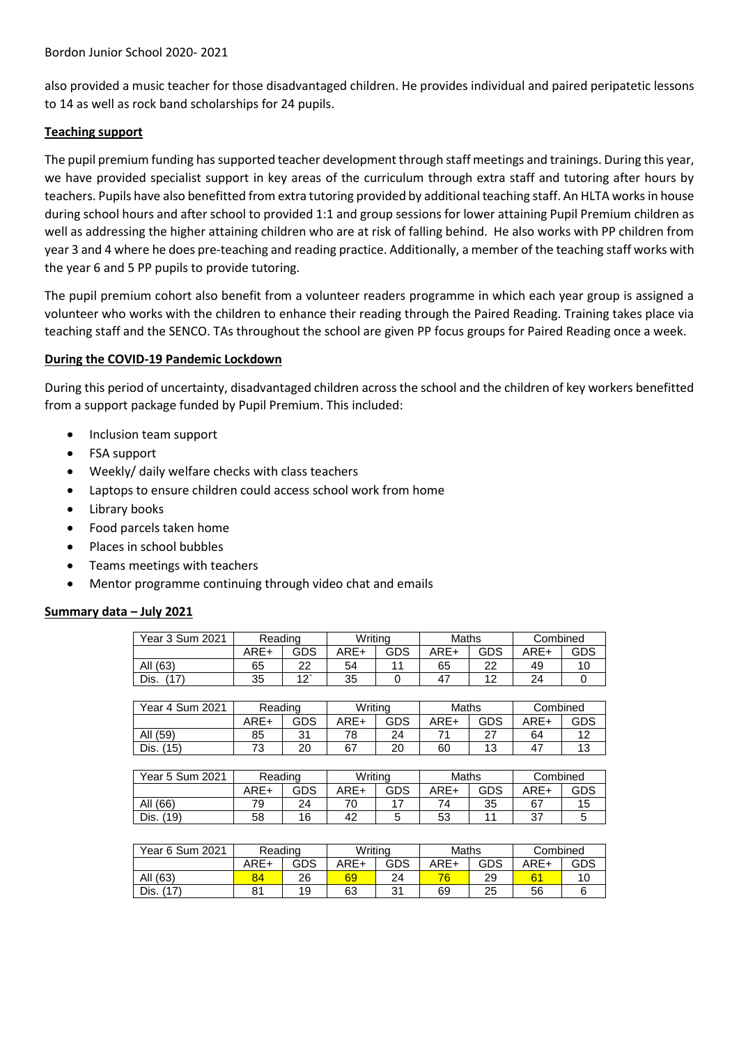also provided a music teacher for those disadvantaged children. He provides individual and paired peripatetic lessons to 14 as well as rock band scholarships for 24 pupils.

**Teaching support**

The pupil premium funding has supported teacher development through staff meetings and trainings. During this year, we have provided specialist support in key areas of the curriculum through extra staff and tutoring after hours by teachers. Pupils have also benefitted from extra tutoring provided by additional teaching staff. An HLTA works in house during school hours and after school to provided 1:1 and group sessions for lower attaining Pupil Premium children as well as addressing the higher attaining children who are at risk of falling behind. He also works with PP children from year 3 and 4 where he does pre-teaching and reading practice. Additionally, a member of the teaching staff works with the year 6 and 5 PP pupils to provide tutoring.

The pupil premium cohort also benefit from a volunteer readers programme in which each year group is assigned a volunteer who works with the children to enhance their reading through the Paired Reading. Training takes place via teaching staff and the SENCO. TAs throughout the school are given PP focus groups for Paired Reading once a week.

**During the COVID-19 Pandemic Lockdown**

During this period of uncertainty, disadvantaged children across the school and the children of key workers benefitted from a support package funded by Pupil Premium. This included:

- Inclusion team support
- FSA support
- Weekly/ daily welfare checks with class teachers
- Laptops to ensure children could access school work from home
- Library books
- Food parcels taken home
- Places in school bubbles
- Teams meetings with teachers
- Mentor programme continuing through video chat and emails

**Summary data – July 2021**

| Year 3 Sum 2021 | Reading | | Writing | | Maths | | Combined | |
|---|---|---|---|---|---|---|---|---|
| | ARE+ | GDS | ARE+ | GDS | ARE+ | GDS | ARE+ | GDS |
| All (63) | 65 | 22 | 54 | 11 | 65 | 22 | 49 | 10 |
| Dis. (17) | 35 | 12` | 35 | 0 | 47 | 12 | 24 | 0 |

| Year 4 Sum 2021 | Reading | | Writing | | Maths | | Combined | |
|---|---|---|---|---|---|---|---|---|
| | ARE+ | GDS | ARE+ | GDS | ARE+ | GDS | ARE+ | GDS |
| All (59) | 85 | 31 | 78 | 24 | 71 | 27 | 64 | 12 |
| Dis. (15) | 73 | 20 | 67 | 20 | 60 | 13 | 47 | 13 |

| Year 5 Sum 2021 | Reading | | Writing | | Maths | | Combined | |
|---|---|---|---|---|---|---|---|---|
| | ARE+ | GDS | ARE+ | GDS | ARE+ | GDS | ARE+ | GDS |
| All (66) | 79 | 24 | 70 | 17 | 74 | 35 | 67 | 15 |
| Dis. (19) | 58 | 16 | 42 | 5 | 53 | 11 | 37 | 5 |

| Year 6 Sum 2021 | Reading | | Writing | | Maths | | Combined | |
|---|---|---|---|---|---|---|---|---|
| | ARE+ | GDS | ARE+ | GDS | ARE+ | GDS | ARE+ | GDS |
| All (63) | 84 | 26 | 69 | 24 | 76 | 29 | 61 | 10 |
| Dis. (17) | 81 | 19 | 63 | 31 | 69 | 25 | 56 | 6 |